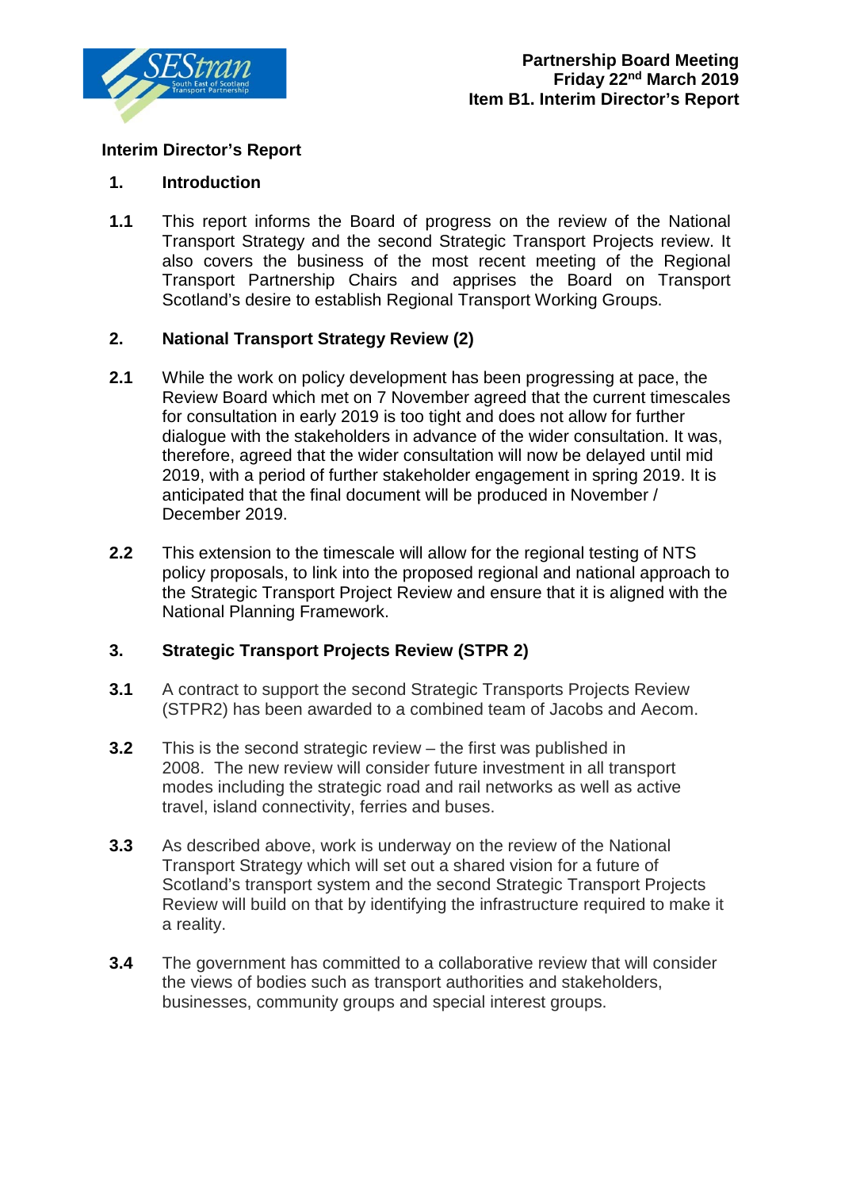**Partnership Board Meeting**
**Friday 22nd March 2019**
**Item B1. Interim Director's Report**

# Interim Director's Report

## 1. Introduction

**1.1** This report informs the Board of progress on the review of the National Transport Strategy and the second Strategic Transport Projects review. It also covers the business of the most recent meeting of the Regional Transport Partnership Chairs and apprises the Board on Transport Scotland's desire to establish Regional Transport Working Groups.

## 2. National Transport Strategy Review (2)

**2.1** While the work on policy development has been progressing at pace, the Review Board which met on 7 November agreed that the current timescales for consultation in early 2019 is too tight and does not allow for further dialogue with the stakeholders in advance of the wider consultation. It was, therefore, agreed that the wider consultation will now be delayed until mid 2019, with a period of further stakeholder engagement in spring 2019. It is anticipated that the final document will be produced in November / December 2019.

**2.2** This extension to the timescale will allow for the regional testing of NTS policy proposals, to link into the proposed regional and national approach to the Strategic Transport Project Review and ensure that it is aligned with the National Planning Framework.

## 3. Strategic Transport Projects Review (STPR 2)

**3.1** A contract to support the second Strategic Transports Projects Review (STPR2) has been awarded to a combined team of Jacobs and Aecom.

**3.2** This is the second strategic review – the first was published in 2008. The new review will consider future investment in all transport modes including the strategic road and rail networks as well as active travel, island connectivity, ferries and buses.

**3.3** As described above, work is underway on the review of the National Transport Strategy which will set out a shared vision for a future of Scotland's transport system and the second Strategic Transport Projects Review will build on that by identifying the infrastructure required to make it a reality.

**3.4** The government has committed to a collaborative review that will consider the views of bodies such as transport authorities and stakeholders, businesses, community groups and special interest groups.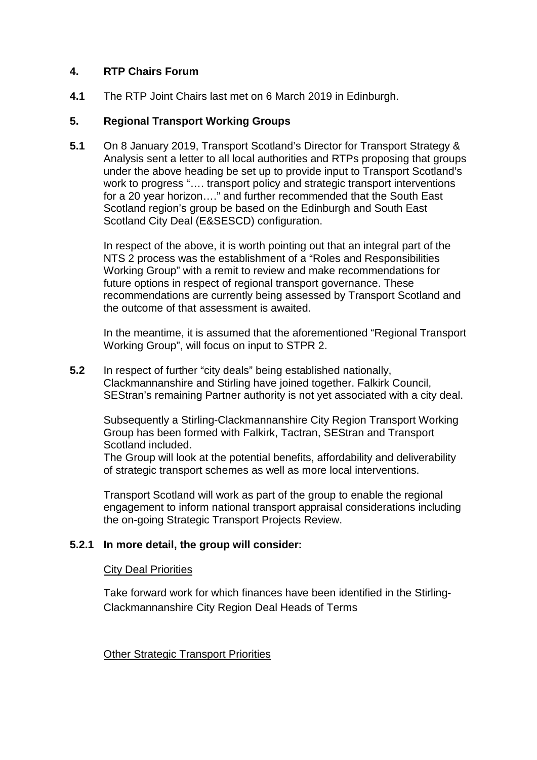## 4. RTP Chairs Forum

**4.1** The RTP Joint Chairs last met on 6 March 2019 in Edinburgh.

## 5. Regional Transport Working Groups

**5.1** On 8 January 2019, Transport Scotland's Director for Transport Strategy & Analysis sent a letter to all local authorities and RTPs proposing that groups under the above heading be set up to provide input to Transport Scotland's work to progress "…. transport policy and strategic transport interventions for a 20 year horizon…." and further recommended that the South East Scotland region's group be based on the Edinburgh and South East Scotland City Deal (E&SESCD) configuration.

In respect of the above, it is worth pointing out that an integral part of the NTS 2 process was the establishment of a "Roles and Responsibilities Working Group" with a remit to review and make recommendations for future options in respect of regional transport governance. These recommendations are currently being assessed by Transport Scotland and the outcome of that assessment is awaited.

In the meantime, it is assumed that the aforementioned "Regional Transport Working Group", will focus on input to STPR 2.

**5.2** In respect of further "city deals" being established nationally, Clackmannanshire and Stirling have joined together. Falkirk Council, SEStran's remaining Partner authority is not yet associated with a city deal.

Subsequently a Stirling-Clackmannanshire City Region Transport Working Group has been formed with Falkirk, Tactran, SEStran and Transport Scotland included.
The Group will look at the potential benefits, affordability and deliverability of strategic transport schemes as well as more local interventions.

Transport Scotland will work as part of the group to enable the regional engagement to inform national transport appraisal considerations including the on-going Strategic Transport Projects Review.

**5.2.1 In more detail, the group will consider:**

City Deal Priorities

Take forward work for which finances have been identified in the Stirling-Clackmannanshire City Region Deal Heads of Terms

Other Strategic Transport Priorities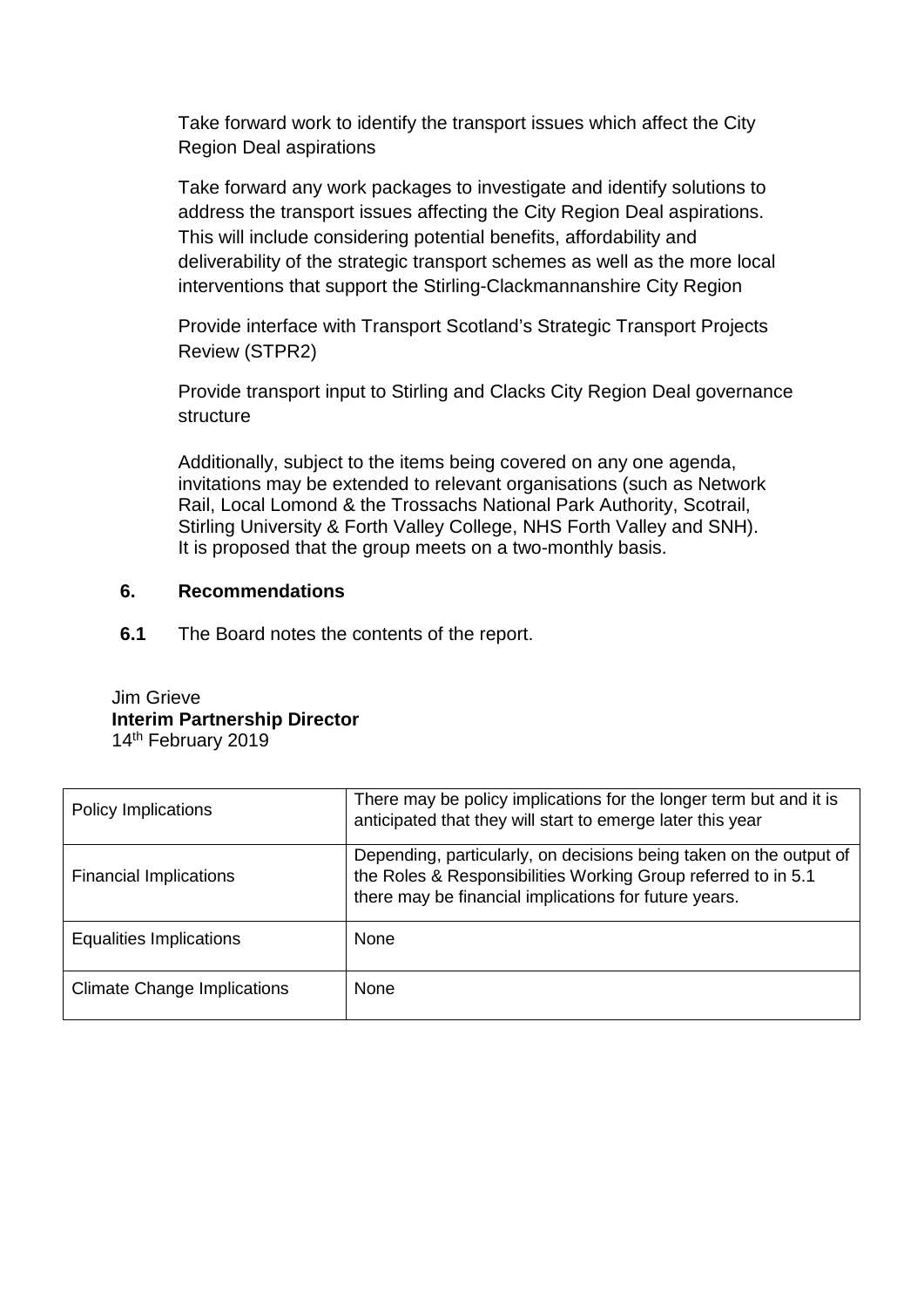Take forward work to identify the transport issues which affect the City Region Deal aspirations

Take forward any work packages to investigate and identify solutions to address the transport issues affecting the City Region Deal aspirations. This will include considering potential benefits, affordability and deliverability of the strategic transport schemes as well as the more local interventions that support the Stirling-Clackmannanshire City Region

Provide interface with Transport Scotland's Strategic Transport Projects Review (STPR2)

Provide transport input to Stirling and Clacks City Region Deal governance structure

Additionally, subject to the items being covered on any one agenda, invitations may be extended to relevant organisations (such as Network Rail, Local Lomond & the Trossachs National Park Authority, Scotrail, Stirling University & Forth Valley College, NHS Forth Valley and SNH). It is proposed that the group meets on a two-monthly basis.

## 6. Recommendations

**6.1** The Board notes the contents of the report.

Jim Grieve
**Interim Partnership Director**
14th February 2019

| | |
|---|---|
| Policy Implications | There may be policy implications for the longer term but and it is anticipated that they will start to emerge later this year |
| Financial Implications | Depending, particularly, on decisions being taken on the output of the Roles & Responsibilities Working Group referred to in 5.1 there may be financial implications for future years. |
| Equalities Implications | None |
| Climate Change Implications | None |